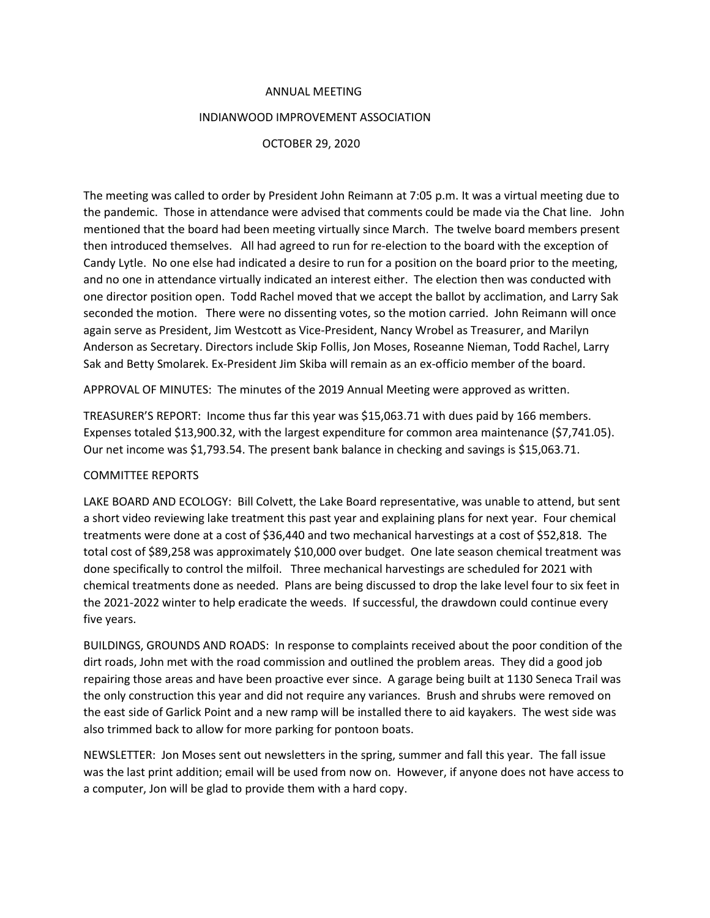# ANNUAL MEETING

## INDIANWOOD IMPROVEMENT ASSOCIATION

## OCTOBER 29, 2020

The meeting was called to order by President John Reimann at 7:05 p.m. It was a virtual meeting due to the pandemic. Those in attendance were advised that comments could be made via the Chat line. John mentioned that the board had been meeting virtually since March. The twelve board members present then introduced themselves. All had agreed to run for re-election to the board with the exception of Candy Lytle. No one else had indicated a desire to run for a position on the board prior to the meeting, and no one in attendance virtually indicated an interest either. The election then was conducted with one director position open. Todd Rachel moved that we accept the ballot by acclimation, and Larry Sak seconded the motion. There were no dissenting votes, so the motion carried. John Reimann will once again serve as President, Jim Westcott as Vice-President, Nancy Wrobel as Treasurer, and Marilyn Anderson as Secretary. Directors include Skip Follis, Jon Moses, Roseanne Nieman, Todd Rachel, Larry Sak and Betty Smolarek. Ex-President Jim Skiba will remain as an ex-officio member of the board.

APPROVAL OF MINUTES: The minutes of the 2019 Annual Meeting were approved as written.

TREASURER'S REPORT: Income thus far this year was $15,063.71 with dues paid by 166 members. Expenses totaled $13,900.32, with the largest expenditure for common area maintenance ($7,741.05). Our net income was $1,793.54. The present bank balance in checking and savings is $15,063.71.

COMMITTEE REPORTS

LAKE BOARD AND ECOLOGY: Bill Colvett, the Lake Board representative, was unable to attend, but sent a short video reviewing lake treatment this past year and explaining plans for next year. Four chemical treatments were done at a cost of $36,440 and two mechanical harvestings at a cost of $52,818. The total cost of $89,258 was approximately $10,000 over budget. One late season chemical treatment was done specifically to control the milfoil. Three mechanical harvestings are scheduled for 2021 with chemical treatments done as needed. Plans are being discussed to drop the lake level four to six feet in the 2021-2022 winter to help eradicate the weeds. If successful, the drawdown could continue every five years.

BUILDINGS, GROUNDS AND ROADS: In response to complaints received about the poor condition of the dirt roads, John met with the road commission and outlined the problem areas. They did a good job repairing those areas and have been proactive ever since. A garage being built at 1130 Seneca Trail was the only construction this year and did not require any variances. Brush and shrubs were removed on the east side of Garlick Point and a new ramp will be installed there to aid kayakers. The west side was also trimmed back to allow for more parking for pontoon boats.

NEWSLETTER: Jon Moses sent out newsletters in the spring, summer and fall this year. The fall issue was the last print addition; email will be used from now on. However, if anyone does not have access to a computer, Jon will be glad to provide them with a hard copy.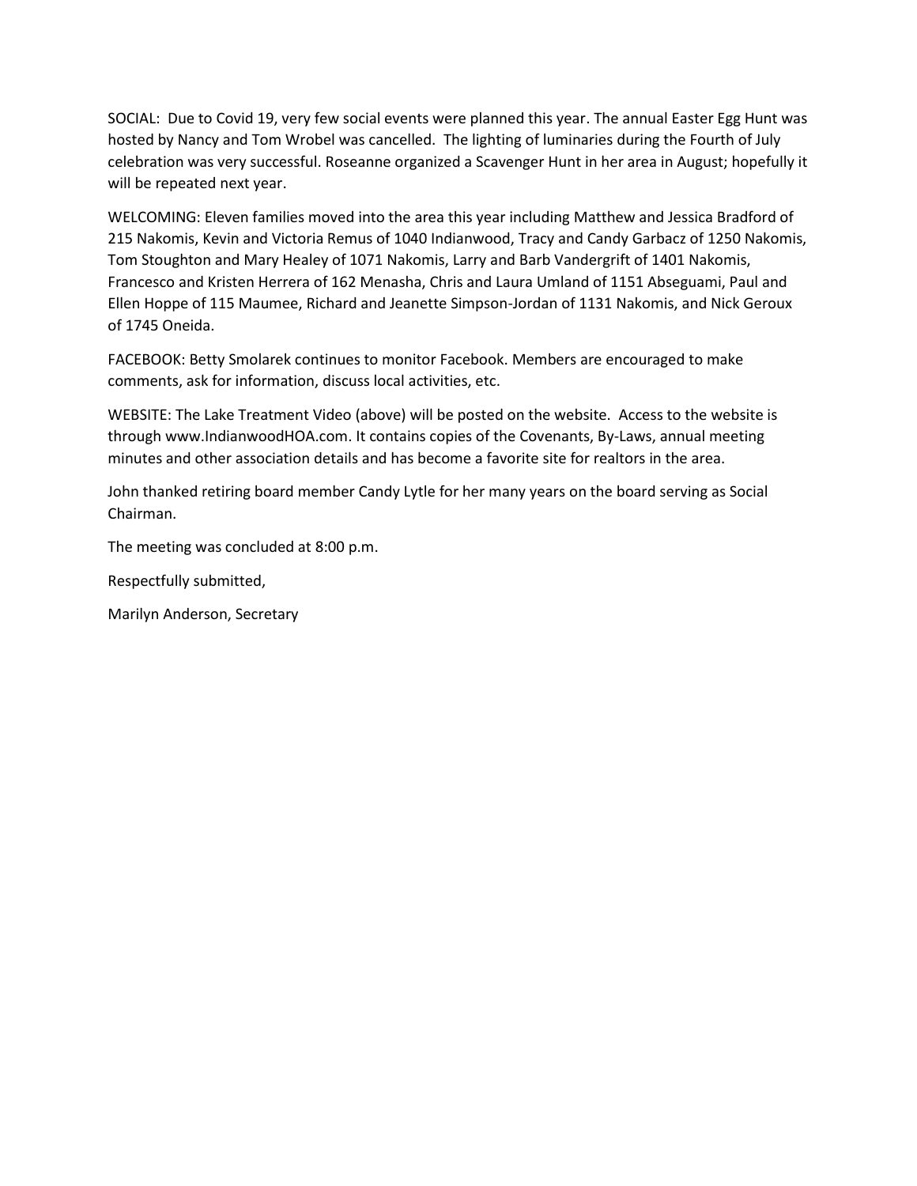SOCIAL: Due to Covid 19, very few social events were planned this year. The annual Easter Egg Hunt was hosted by Nancy and Tom Wrobel was cancelled. The lighting of luminaries during the Fourth of July celebration was very successful. Roseanne organized a Scavenger Hunt in her area in August; hopefully it will be repeated next year.

WELCOMING: Eleven families moved into the area this year including Matthew and Jessica Bradford of 215 Nakomis, Kevin and Victoria Remus of 1040 Indianwood, Tracy and Candy Garbacz of 1250 Nakomis, Tom Stoughton and Mary Healey of 1071 Nakomis, Larry and Barb Vandergrift of 1401 Nakomis, Francesco and Kristen Herrera of 162 Menasha, Chris and Laura Umland of 1151 Abseguami, Paul and Ellen Hoppe of 115 Maumee, Richard and Jeanette Simpson-Jordan of 1131 Nakomis, and Nick Geroux of 1745 Oneida.

FACEBOOK: Betty Smolarek continues to monitor Facebook. Members are encouraged to make comments, ask for information, discuss local activities, etc.

WEBSITE: The Lake Treatment Video (above) will be posted on the website. Access to the website is through www.IndianwoodHOA.com. It contains copies of the Covenants, By-Laws, annual meeting minutes and other association details and has become a favorite site for realtors in the area.

John thanked retiring board member Candy Lytle for her many years on the board serving as Social Chairman.

The meeting was concluded at 8:00 p.m.

Respectfully submitted,

Marilyn Anderson, Secretary